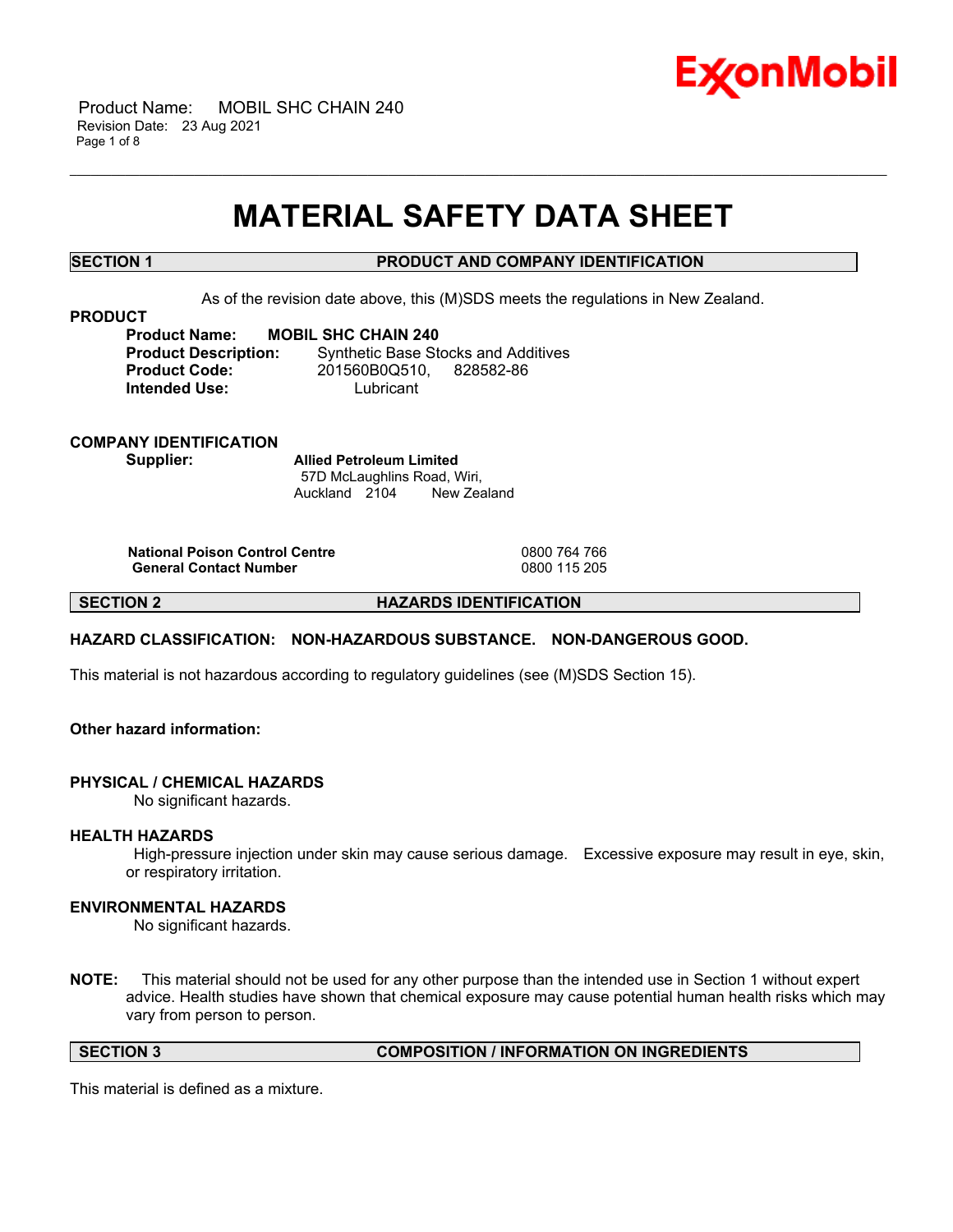# MATERIAL SAFETY DATA SHEET

## SECTION 1 PRODUCT AND COMPANY IDENTIFICATION

As of the revision date above, this (M)SDS meets the regulations in New Zealand.

**PRODUCT**

**Product Name:** **MOBIL SHC CHAIN 240**
**Product Description:** Synthetic Base Stocks and Additives
**Product Code:** 201560B0Q510, 828582-86
**Intended Use:** Lubricant

**COMPANY IDENTIFICATION**

**Supplier:** **Allied Petroleum Limited**
57D McLaughlins Road, Wiri,
Auckland 2104 New Zealand

| | |
|---|---|
| **National Poison Control Centre** | 0800 764 766 |
| **General Contact Number** | 0800 115 205 |

## SECTION 2 HAZARDS IDENTIFICATION

**HAZARD CLASSIFICATION: NON-HAZARDOUS SUBSTANCE. NON-DANGEROUS GOOD.**

This material is not hazardous according to regulatory guidelines (see (M)SDS Section 15).

**Other hazard information:**

**PHYSICAL / CHEMICAL HAZARDS**

No significant hazards.

**HEALTH HAZARDS**

High-pressure injection under skin may cause serious damage. Excessive exposure may result in eye, skin, or respiratory irritation.

**ENVIRONMENTAL HAZARDS**

No significant hazards.

**NOTE:** This material should not be used for any other purpose than the intended use in Section 1 without expert advice. Health studies have shown that chemical exposure may cause potential human health risks which may vary from person to person.

## SECTION 3 COMPOSITION / INFORMATION ON INGREDIENTS

This material is defined as a mixture.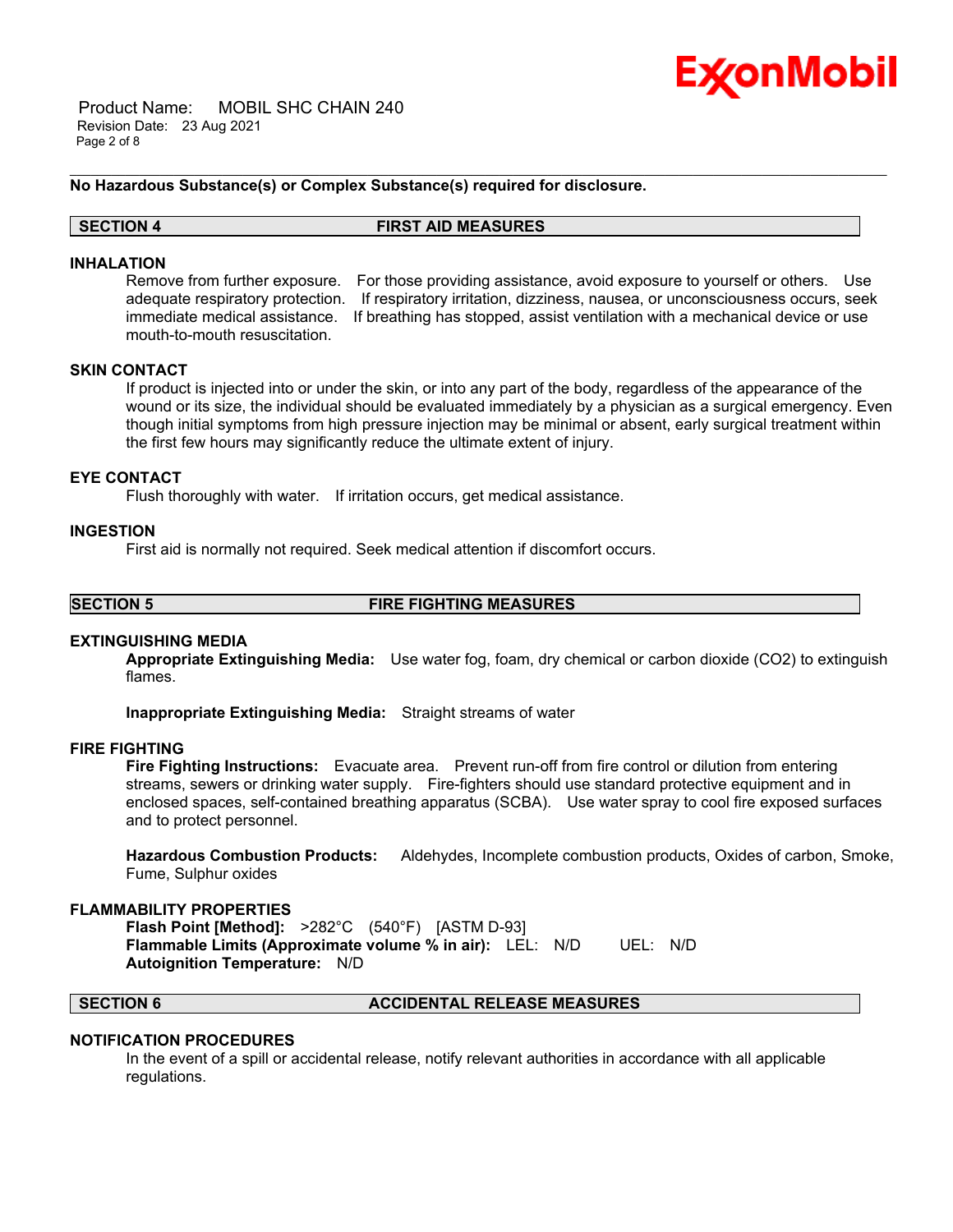**No Hazardous Substance(s) or Complex Substance(s) required for disclosure.**

## SECTION 4 FIRST AID MEASURES

### INHALATION

Remove from further exposure. For those providing assistance, avoid exposure to yourself or others. Use adequate respiratory protection. If respiratory irritation, dizziness, nausea, or unconsciousness occurs, seek immediate medical assistance. If breathing has stopped, assist ventilation with a mechanical device or use mouth-to-mouth resuscitation.

### SKIN CONTACT

If product is injected into or under the skin, or into any part of the body, regardless of the appearance of the wound or its size, the individual should be evaluated immediately by a physician as a surgical emergency. Even though initial symptoms from high pressure injection may be minimal or absent, early surgical treatment within the first few hours may significantly reduce the ultimate extent of injury.

### EYE CONTACT

Flush thoroughly with water. If irritation occurs, get medical assistance.

### INGESTION

First aid is normally not required. Seek medical attention if discomfort occurs.

## SECTION 5 FIRE FIGHTING MEASURES

### EXTINGUISHING MEDIA

**Appropriate Extinguishing Media:** Use water fog, foam, dry chemical or carbon dioxide ($CO_2$) to extinguish flames.

**Inappropriate Extinguishing Media:** Straight streams of water

### FIRE FIGHTING

**Fire Fighting Instructions:** Evacuate area. Prevent run-off from fire control or dilution from entering streams, sewers or drinking water supply. Fire-fighters should use standard protective equipment and in enclosed spaces, self-contained breathing apparatus (SCBA). Use water spray to cool fire exposed surfaces and to protect personnel.

**Hazardous Combustion Products:** Aldehydes, Incomplete combustion products, Oxides of carbon, Smoke, Fume, Sulphur oxides

### FLAMMABILITY PROPERTIES

**Flash Point [Method]:** >282°C (540°F) [ASTM D-93]
**Flammable Limits (Approximate volume % in air):** LEL: N/D UEL: N/D
**Autoignition Temperature:** N/D

## SECTION 6 ACCIDENTAL RELEASE MEASURES

### NOTIFICATION PROCEDURES

In the event of a spill or accidental release, notify relevant authorities in accordance with all applicable regulations.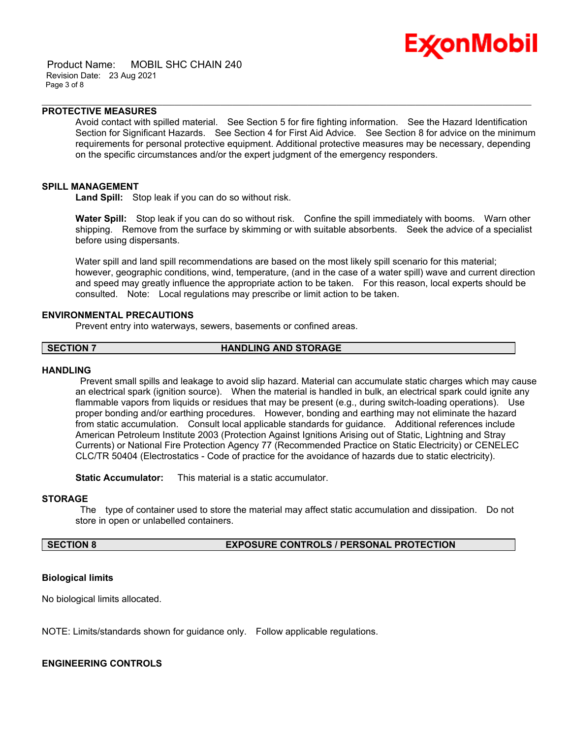### PROTECTIVE MEASURES

Avoid contact with spilled material. See Section 5 for fire fighting information. See the Hazard Identification Section for Significant Hazards. See Section 4 for First Aid Advice. See Section 8 for advice on the minimum requirements for personal protective equipment. Additional protective measures may be necessary, depending on the specific circumstances and/or the expert judgment of the emergency responders.

### SPILL MANAGEMENT

**Land Spill:** Stop leak if you can do so without risk.

**Water Spill:** Stop leak if you can do so without risk. Confine the spill immediately with booms. Warn other shipping. Remove from the surface by skimming or with suitable absorbents. Seek the advice of a specialist before using dispersants.

Water spill and land spill recommendations are based on the most likely spill scenario for this material; however, geographic conditions, wind, temperature, (and in the case of a water spill) wave and current direction and speed may greatly influence the appropriate action to be taken. For this reason, local experts should be consulted. Note: Local regulations may prescribe or limit action to be taken.

### ENVIRONMENTAL PRECAUTIONS

Prevent entry into waterways, sewers, basements or confined areas.

## SECTION 7 HANDLING AND STORAGE

### HANDLING

Prevent small spills and leakage to avoid slip hazard. Material can accumulate static charges which may cause an electrical spark (ignition source). When the material is handled in bulk, an electrical spark could ignite any flammable vapors from liquids or residues that may be present (e.g., during switch-loading operations). Use proper bonding and/or earthing procedures. However, bonding and earthing may not eliminate the hazard from static accumulation. Consult local applicable standards for guidance. Additional references include American Petroleum Institute 2003 (Protection Against Ignitions Arising out of Static, Lightning and Stray Currents) or National Fire Protection Agency 77 (Recommended Practice on Static Electricity) or CENELEC CLC/TR 50404 (Electrostatics - Code of practice for the avoidance of hazards due to static electricity).

**Static Accumulator:** This material is a static accumulator.

### STORAGE

The type of container used to store the material may affect static accumulation and dissipation. Do not store in open or unlabelled containers.

## SECTION 8 EXPOSURE CONTROLS / PERSONAL PROTECTION

**Biological limits**

No biological limits allocated.

NOTE: Limits/standards shown for guidance only. Follow applicable regulations.

### ENGINEERING CONTROLS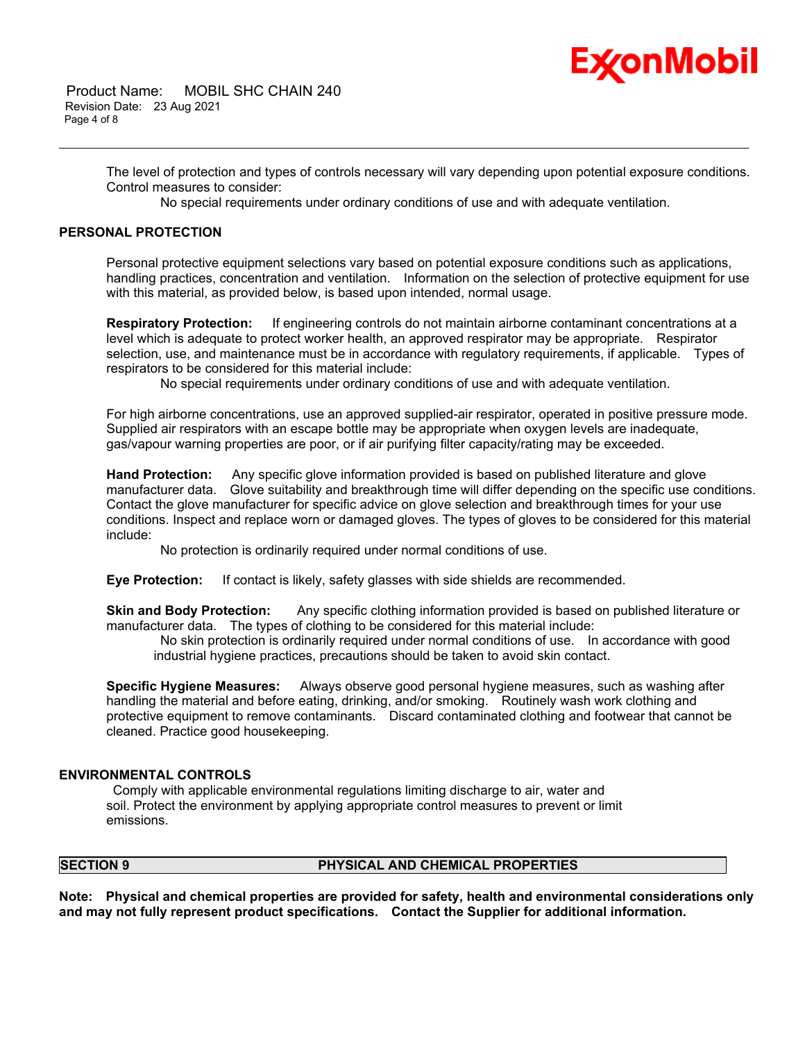The level of protection and types of controls necessary will vary depending upon potential exposure conditions. Control measures to consider:

No special requirements under ordinary conditions of use and with adequate ventilation.

## PERSONAL PROTECTION

Personal protective equipment selections vary based on potential exposure conditions such as applications, handling practices, concentration and ventilation. Information on the selection of protective equipment for use with this material, as provided below, is based upon intended, normal usage.

**Respiratory Protection:** If engineering controls do not maintain airborne contaminant concentrations at a level which is adequate to protect worker health, an approved respirator may be appropriate. Respirator selection, use, and maintenance must be in accordance with regulatory requirements, if applicable. Types of respirators to be considered for this material include:

No special requirements under ordinary conditions of use and with adequate ventilation.

For high airborne concentrations, use an approved supplied-air respirator, operated in positive pressure mode. Supplied air respirators with an escape bottle may be appropriate when oxygen levels are inadequate, gas/vapour warning properties are poor, or if air purifying filter capacity/rating may be exceeded.

**Hand Protection:** Any specific glove information provided is based on published literature and glove manufacturer data. Glove suitability and breakthrough time will differ depending on the specific use conditions. Contact the glove manufacturer for specific advice on glove selection and breakthrough times for your use conditions. Inspect and replace worn or damaged gloves. The types of gloves to be considered for this material include:

No protection is ordinarily required under normal conditions of use.

**Eye Protection:** If contact is likely, safety glasses with side shields are recommended.

**Skin and Body Protection:** Any specific clothing information provided is based on published literature or manufacturer data. The types of clothing to be considered for this material include:

No skin protection is ordinarily required under normal conditions of use. In accordance with good industrial hygiene practices, precautions should be taken to avoid skin contact.

**Specific Hygiene Measures:** Always observe good personal hygiene measures, such as washing after handling the material and before eating, drinking, and/or smoking. Routinely wash work clothing and protective equipment to remove contaminants. Discard contaminated clothing and footwear that cannot be cleaned. Practice good housekeeping.

## ENVIRONMENTAL CONTROLS

Comply with applicable environmental regulations limiting discharge to air, water and soil. Protect the environment by applying appropriate control measures to prevent or limit emissions.

## SECTION 9 PHYSICAL AND CHEMICAL PROPERTIES

**Note: Physical and chemical properties are provided for safety, health and environmental considerations only and may not fully represent product specifications. Contact the Supplier for additional information.**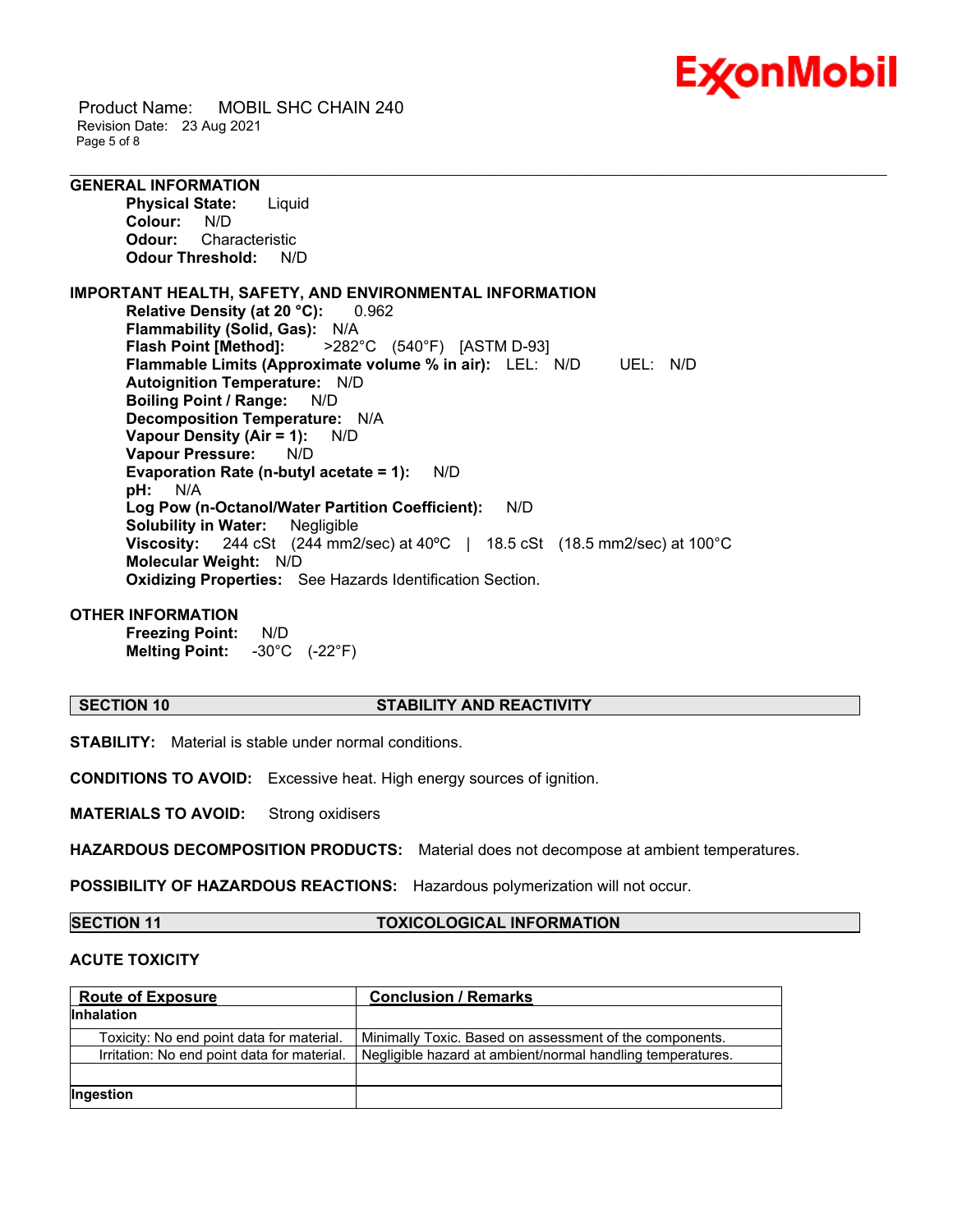**GENERAL INFORMATION**

**Physical State:** Liquid
**Colour:** N/D
**Odour:** Characteristic
**Odour Threshold:** N/D

**IMPORTANT HEALTH, SAFETY, AND ENVIRONMENTAL INFORMATION**

**Relative Density (at 20 °C):** 0.962
**Flammability (Solid, Gas):** N/A
**Flash Point [Method]:** >282°C (540°F) [ASTM D-93]
**Flammable Limits (Approximate volume % in air):** LEL: N/D UEL: N/D
**Autoignition Temperature:** N/D
**Boiling Point / Range:** N/D
**Decomposition Temperature:** N/A
**Vapour Density (Air = 1):** N/D
**Vapour Pressure:** N/D
**Evaporation Rate (n-butyl acetate = 1):** N/D
**pH:** N/A
**Log Pow (n-Octanol/Water Partition Coefficient):** N/D
**Solubility in Water:** Negligible
**Viscosity:** 244 cSt (244 mm2/sec) at 40ºC | 18.5 cSt (18.5 mm2/sec) at 100°C
**Molecular Weight:** N/D
**Oxidizing Properties:** See Hazards Identification Section.

**OTHER INFORMATION**

**Freezing Point:** N/D
**Melting Point:** -30°C (-22°F)

## SECTION 10 STABILITY AND REACTIVITY

**STABILITY:** Material is stable under normal conditions.

**CONDITIONS TO AVOID:** Excessive heat. High energy sources of ignition.

**MATERIALS TO AVOID:** Strong oxidisers

**HAZARDOUS DECOMPOSITION PRODUCTS:** Material does not decompose at ambient temperatures.

**POSSIBILITY OF HAZARDOUS REACTIONS:** Hazardous polymerization will not occur.

## SECTION 11 TOXICOLOGICAL INFORMATION

**ACUTE TOXICITY**

| Route of Exposure | Conclusion / Remarks |
|---|---|
| **Inhalation** | |
| Toxicity: No end point data for material. | Minimally Toxic. Based on assessment of the components. |
| Irritation: No end point data for material. | Negligible hazard at ambient/normal handling temperatures. |
| | |
| **Ingestion** | |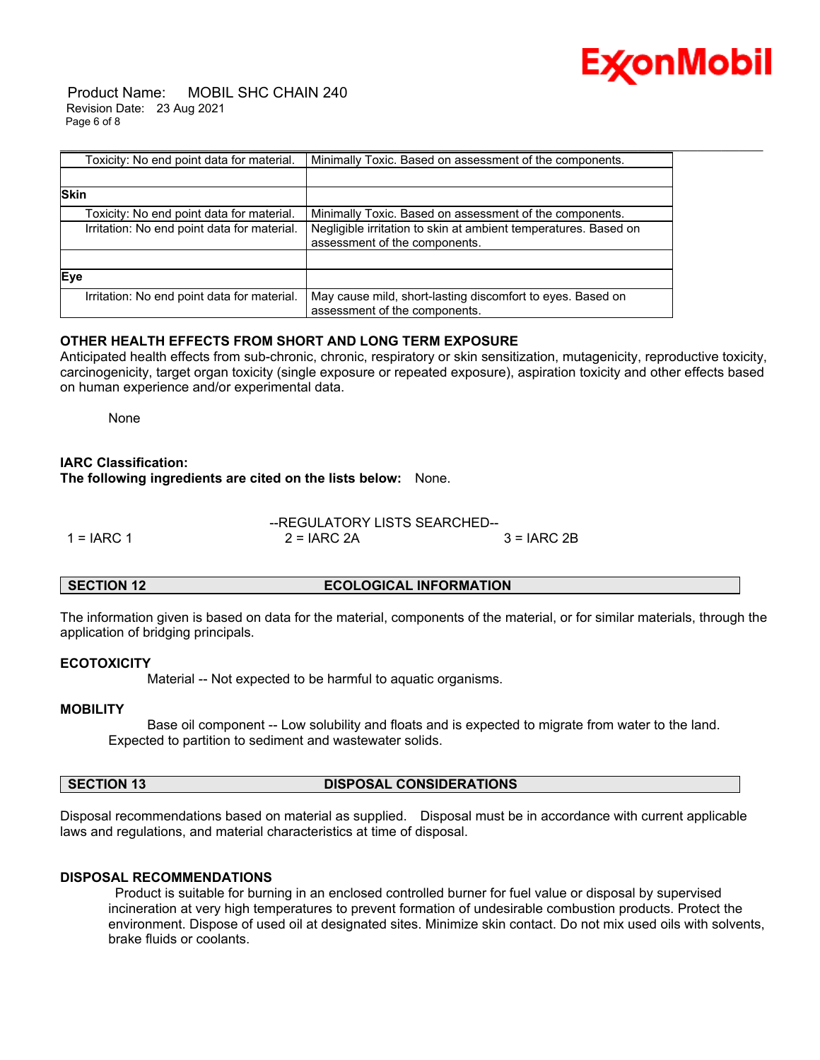| | |
|---|---|
| Toxicity: No end point data for material. | Minimally Toxic. Based on assessment of the components. |
| | |
| **Skin** | |
| Toxicity: No end point data for material. | Minimally Toxic. Based on assessment of the components. |
| Irritation: No end point data for material. | Negligible irritation to skin at ambient temperatures. Based on assessment of the components. |
| | |
| **Eye** | |
| Irritation: No end point data for material. | May cause mild, short-lasting discomfort to eyes. Based on assessment of the components. |

**OTHER HEALTH EFFECTS FROM SHORT AND LONG TERM EXPOSURE**

Anticipated health effects from sub-chronic, chronic, respiratory or skin sensitization, mutagenicity, reproductive toxicity, carcinogenicity, target organ toxicity (single exposure or repeated exposure), aspiration toxicity and other effects based on human experience and/or experimental data.

None

**IARC Classification:**

**The following ingredients are cited on the lists below:** None.

--REGULATORY LISTS SEARCHED--

1 = IARC 1 2 = IARC 2A 3 = IARC 2B

## SECTION 12 ECOLOGICAL INFORMATION

The information given is based on data for the material, components of the material, or for similar materials, through the application of bridging principals.

**ECOTOXICITY**

Material -- Not expected to be harmful to aquatic organisms.

**MOBILITY**

Base oil component -- Low solubility and floats and is expected to migrate from water to the land. Expected to partition to sediment and wastewater solids.

## SECTION 13 DISPOSAL CONSIDERATIONS

Disposal recommendations based on material as supplied. Disposal must be in accordance with current applicable laws and regulations, and material characteristics at time of disposal.

**DISPOSAL RECOMMENDATIONS**

Product is suitable for burning in an enclosed controlled burner for fuel value or disposal by supervised incineration at very high temperatures to prevent formation of undesirable combustion products. Protect the environment. Dispose of used oil at designated sites. Minimize skin contact. Do not mix used oils with solvents, brake fluids or coolants.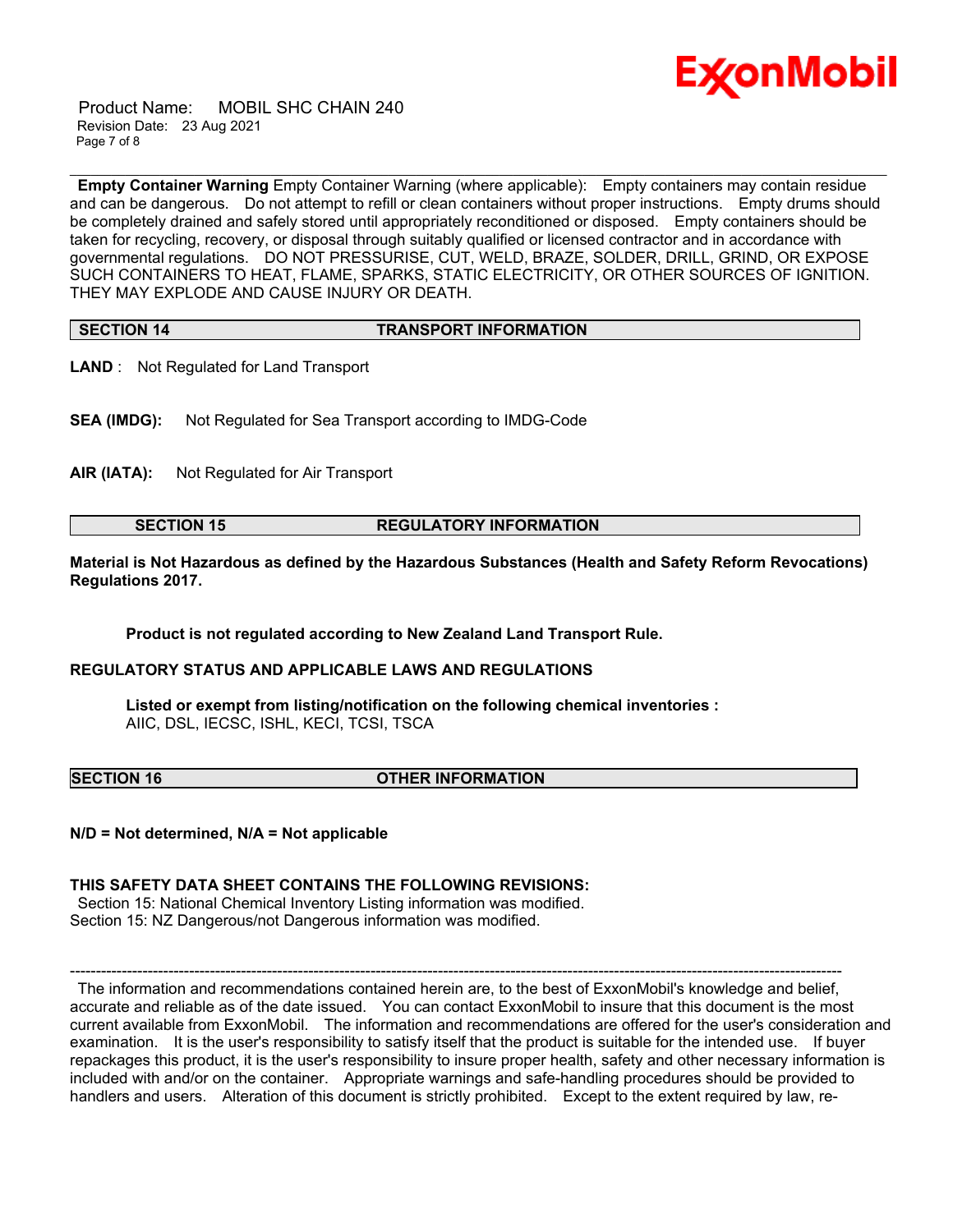**Empty Container Warning** Empty Container Warning (where applicable): Empty containers may contain residue and can be dangerous. Do not attempt to refill or clean containers without proper instructions. Empty drums should be completely drained and safely stored until appropriately reconditioned or disposed. Empty containers should be taken for recycling, recovery, or disposal through suitably qualified or licensed contractor and in accordance with governmental regulations. DO NOT PRESSURISE, CUT, WELD, BRAZE, SOLDER, DRILL, GRIND, OR EXPOSE SUCH CONTAINERS TO HEAT, FLAME, SPARKS, STATIC ELECTRICITY, OR OTHER SOURCES OF IGNITION. THEY MAY EXPLODE AND CAUSE INJURY OR DEATH.

## SECTION 14 TRANSPORT INFORMATION

**LAND** : Not Regulated for Land Transport

**SEA (IMDG):** Not Regulated for Sea Transport according to IMDG-Code

**AIR (IATA):** Not Regulated for Air Transport

## SECTION 15 REGULATORY INFORMATION

**Material is Not Hazardous as defined by the Hazardous Substances (Health and Safety Reform Revocations) Regulations 2017.**

**Product is not regulated according to New Zealand Land Transport Rule.**

**REGULATORY STATUS AND APPLICABLE LAWS AND REGULATIONS**

**Listed or exempt from listing/notification on the following chemical inventories :**
AIIC, DSL, IECSC, ISHL, KECI, TCSI, TSCA

## SECTION 16 OTHER INFORMATION

**N/D = Not determined, N/A = Not applicable**

**THIS SAFETY DATA SHEET CONTAINS THE FOLLOWING REVISIONS:**
Section 15: National Chemical Inventory Listing information was modified.
Section 15: NZ Dangerous/not Dangerous information was modified.

---

The information and recommendations contained herein are, to the best of ExxonMobil's knowledge and belief, accurate and reliable as of the date issued. You can contact ExxonMobil to insure that this document is the most current available from ExxonMobil. The information and recommendations are offered for the user's consideration and examination. It is the user's responsibility to satisfy itself that the product is suitable for the intended use. If buyer repackages this product, it is the user's responsibility to insure proper health, safety and other necessary information is included with and/or on the container. Appropriate warnings and safe-handling procedures should be provided to handlers and users. Alteration of this document is strictly prohibited. Except to the extent required by law, re-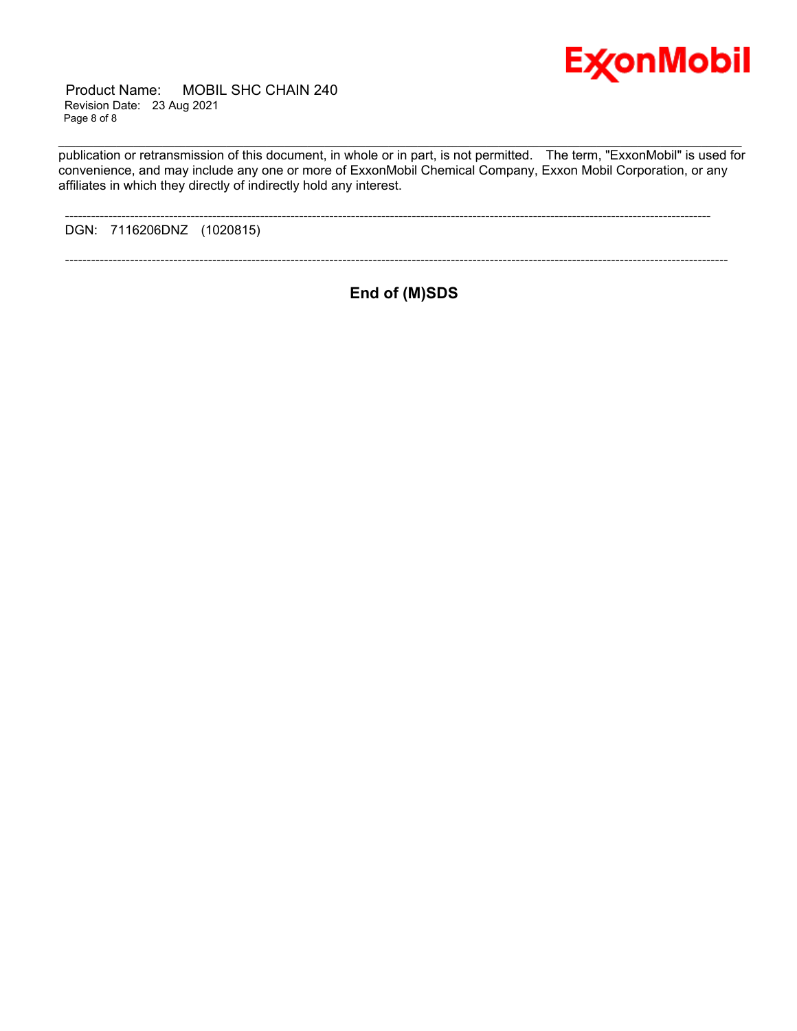publication or retransmission of this document, in whole or in part, is not permitted. The term, "ExxonMobil" is used for convenience, and may include any one or more of ExxonMobil Chemical Company, Exxon Mobil Corporation, or any affiliates in which they directly of indirectly hold any interest.

---

DGN: 7116206DNZ (1020815)

---

**End of (M)SDS**